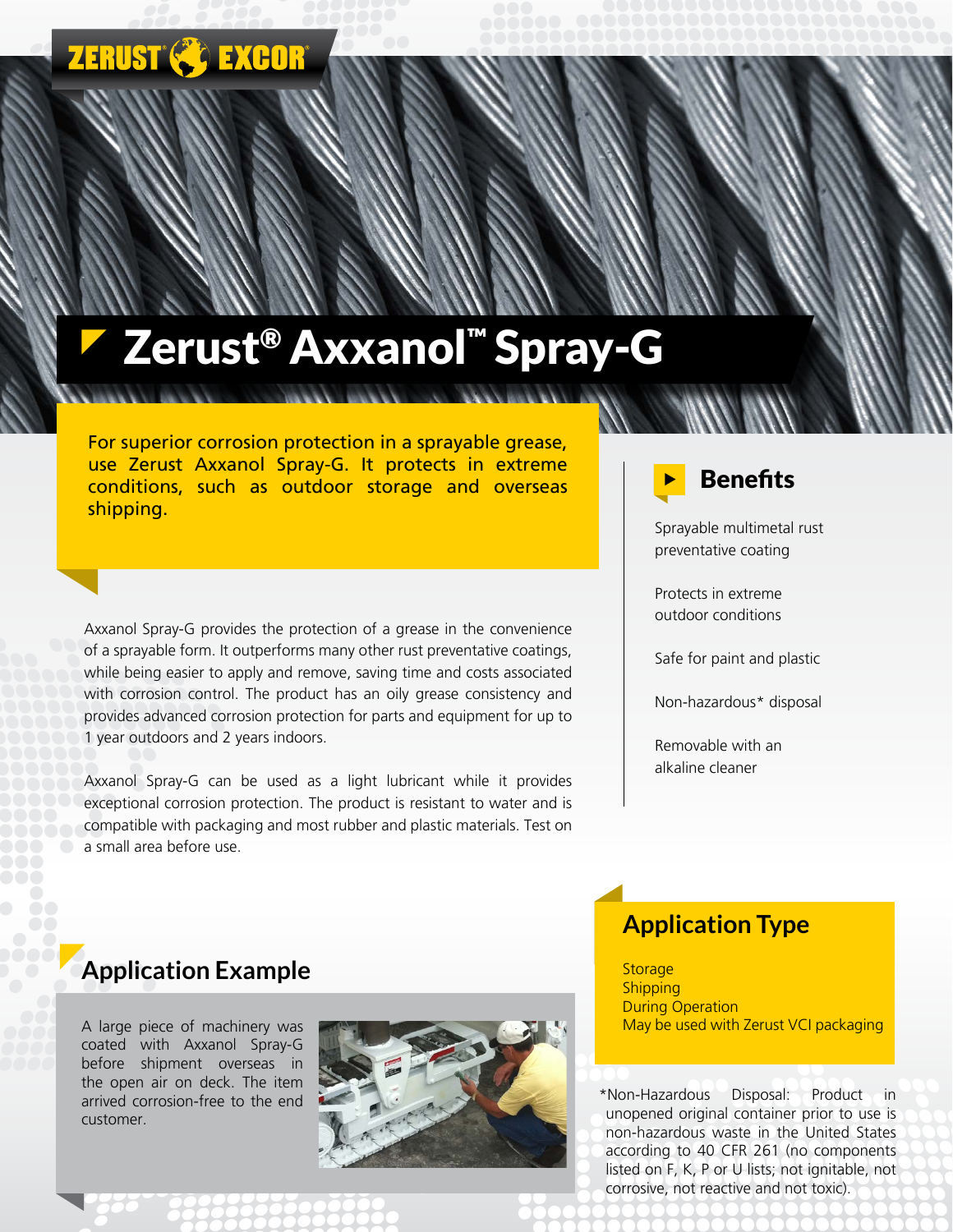ZERUST EXCOR

# Zerust® Axxanol™ Spray-G

**For superior corrosion protection in a sprayable grease, use Zerust Axxanol Spray-G. It protects in extreme conditions, such as outdoor storage and overseas shipping.**

Axxanol Spray-G provides the protection of a grease in the convenience of a sprayable form. It outperforms many other rust preventative coatings, while being easier to apply and remove, saving time and costs associated with corrosion control. The product has an oily grease consistency and provides advanced corrosion protection for parts and equipment for up to 1 year outdoors and 2 years indoors.

Axxanol Spray-G can be used as a light lubricant while it provides exceptional corrosion protection. The product is resistant to water and is compatible with packaging and most rubber and plastic materials. Test on a small area before use.

## Benefits

Sprayable multimetal rust preventative coating

Protects in extreme outdoor conditions

Safe for paint and plastic

Non-hazardous* disposal

Removable with an alkaline cleaner

## Application Example

A large piece of machinery was coated with Axxanol Spray-G before shipment overseas in the open air on deck. The item arrived corrosion-free to the end customer.

## Application Type

Storage
Shipping
During Operation
May be used with Zerust VCI packaging

*Non-Hazardous Disposal: Product in unopened original container prior to use is non-hazardous waste in the United States according to 40 CFR 261 (no components listed on F, K, P or U lists; not ignitable, not corrosive, not reactive and not toxic).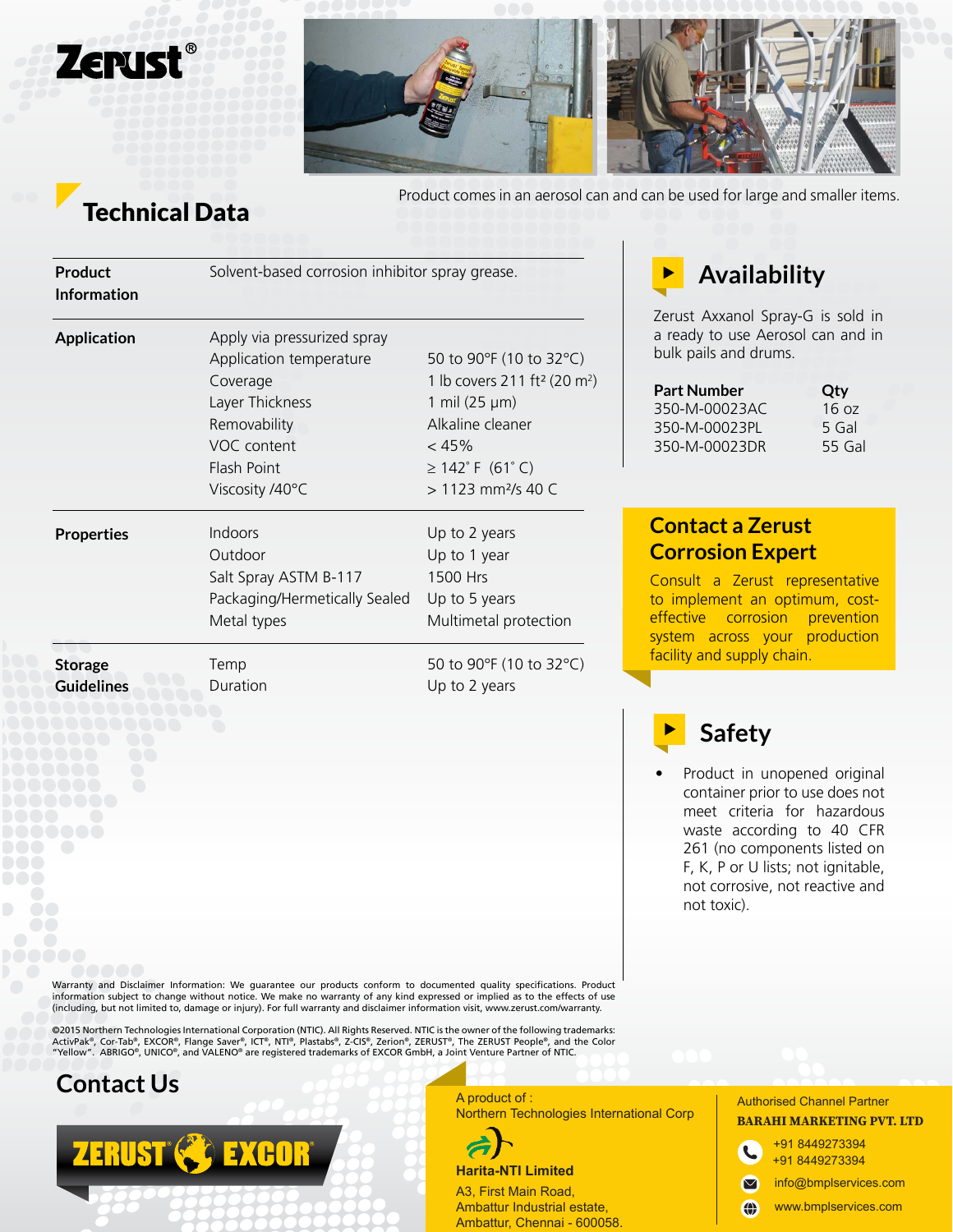Zerust®

Product comes in an aerosol can and can be used for large and smaller items.

## Technical Data

| | | |
|---|---|---|
| **Product Information** | Solvent-based corrosion inhibitor spray grease. | |
| **Application** | Apply via pressurized spray | |
| | Application temperature | 50 to 90°F (10 to 32°C) |
| | Coverage | 1 lb covers 211 ft² (20 m²) |
| | Layer Thickness | 1 mil (25 µm) |
| | Removability | Alkaline cleaner |
| | VOC content | < 45% |
| | Flash Point | ≥ 142˚ F (61˚ C) |
| | Viscosity /40°C | > 1123 mm²/s 40 C |
| **Properties** | Indoors | Up to 2 years |
| | Outdoor | Up to 1 year |
| | Salt Spray ASTM B-117 | 1500 Hrs |
| | Packaging/Hermetically Sealed | Up to 5 years |
| | Metal types | Multimetal protection |
| **Storage Guidelines** | Temp | 50 to 90°F (10 to 32°C) |
| | Duration | Up to 2 years |

## Availability

Zerust Axxanol Spray-G is sold in a ready to use Aerosol can and in bulk pails and drums.

| Part Number | Qty |
|---|---|
| 350-M-00023AC | 16 oz |
| 350-M-00023PL | 5 Gal |
| 350-M-00023DR | 55 Gal |

## Contact a Zerust Corrosion Expert

Consult a Zerust representative to implement an optimum, cost-effective corrosion prevention system across your production facility and supply chain.

## Safety

- Product in unopened original container prior to use does not meet criteria for hazardous waste according to 40 CFR 261 (no components listed on F, K, P or U lists; not ignitable, not corrosive, not reactive and not toxic).

Warranty and Disclaimer Information: We guarantee our products conform to documented quality specifications. Product information subject to change without notice. We make no warranty of any kind expressed or implied as to the effects of use (including, but not limited to, damage or injury). For full warranty and disclaimer information visit, www.zerust.com/warranty.

©2015 Northern Technologies International Corporation (NTIC). All Rights Reserved. NTIC is the owner of the following trademarks: ActivPak®, Cor-Tab®, EXCOR®, Flange Saver®, ICT®, NTI®, Plastabs®, Z-CIS®, Zerion®, ZERUST®, The ZERUST People®, and the Color "Yellow". ABRIGO®, UNICO®, and VALENO® are registered trademarks of EXCOR GmbH, a Joint Venture Partner of NTIC.

## Contact Us

ZERUST® EXCOR®

A product of :
Northern Technologies International Corp

**Harita-NTI Limited**
A3, First Main Road,
Ambattur Industrial estate,
Ambattur, Chennai - 600058.

Authorised Channel Partner
**BARAHI MARKETING PVT. LTD**
+91 8449273394
+91 8449273394
info@bmplservices.com
www.bmplservices.com